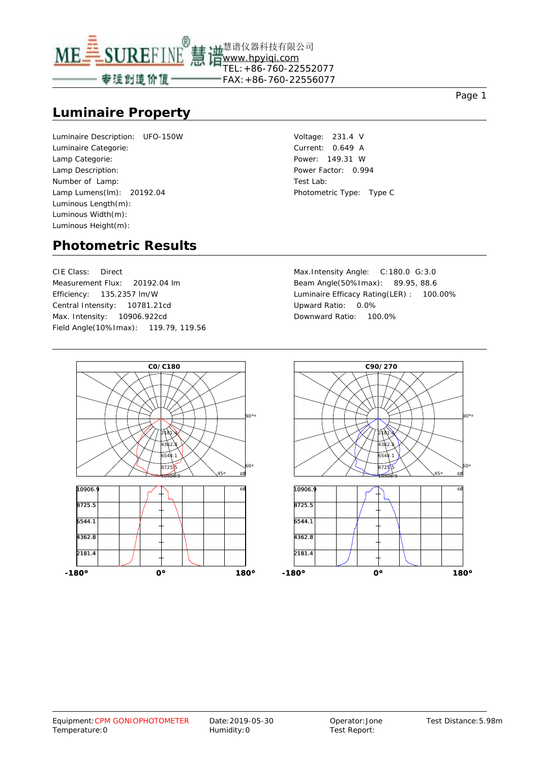慧谱仪器科技有限公司
www.hpyiqi.com
TEL:+86-760-22552077
FAX:+86-760-22556077

## Luminaire Property

| | |
|---|---|
| Luminaire Description: UFO-150W | Voltage: 231.4 V |
| Luminaire Categorie: | Current: 0.649 A |
| Lamp Categorie: | Power: 149.31 W |
| Lamp Description: | Power Factor: 0.994 |
| Number of Lamp: | Test Lab: |
| Lamp Lumens(lm): 20192.04 | Photometric Type: Type C |
| Luminous Length(m): | |
| Luminous Width(m): | |
| Luminous Height(m): | |

## Photometric Results

| | |
|---|---|
| CIE Class: Direct | Max.Intensity Angle: C:180.0 G:3.0 |
| Measurement Flux: 20192.04 lm | Beam Angle(50%Imax): 89.95, 88.6 |
| Efficiency: 135.2357 lm/W | Luminaire Efficacy Rating(LER) : 100.00% |
| Central Intensity: 10781.21cd | Upward Ratio: 0.0% |
| Max. Intensity: 10906.922cd | Downward Ratio: 100.0% |
| Field Angle(10%Imax): 119.79, 119.56 | |

Equipment: CPM GONIOPHOTOMETER
Temperature: 0
Date: 2019-05-30
Humidity: 0
Operator: Jone
Test Report:
Test Distance: 5.98m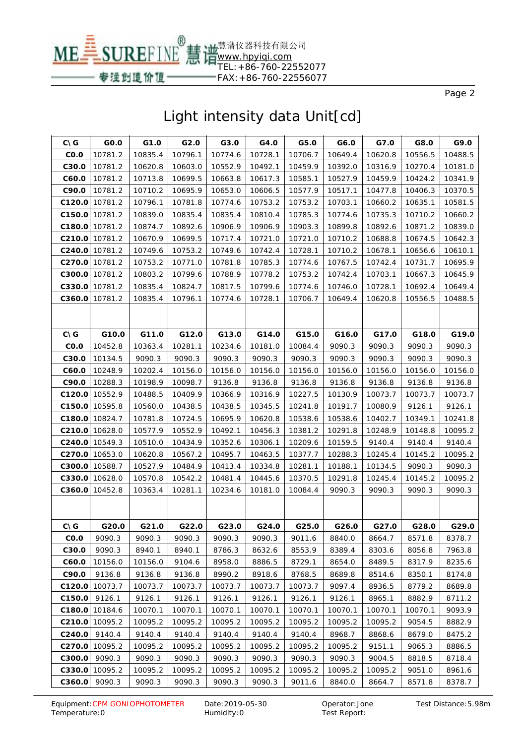# Light intensity data Unit[cd]

| C\ G | G0.0 | G1.0 | G2.0 | G3.0 | G4.0 | G5.0 | G6.0 | G7.0 | G8.0 | G9.0 |
|---|---|---|---|---|---|---|---|---|---|---|
| C0.0 | 10781.2 | 10835.4 | 10796.1 | 10774.6 | 10728.1 | 10706.7 | 10649.4 | 10620.8 | 10556.5 | 10488.5 |
| C30.0 | 10781.2 | 10620.8 | 10603.0 | 10552.9 | 10492.1 | 10459.9 | 10392.0 | 10316.9 | 10270.4 | 10181.0 |
| C60.0 | 10781.2 | 10713.8 | 10699.5 | 10663.8 | 10617.3 | 10585.1 | 10527.9 | 10459.9 | 10424.2 | 10341.9 |
| C90.0 | 10781.2 | 10710.2 | 10695.9 | 10653.0 | 10606.5 | 10577.9 | 10517.1 | 10477.8 | 10406.3 | 10370.5 |
| C120.0 | 10781.2 | 10796.1 | 10781.8 | 10774.6 | 10753.2 | 10753.2 | 10703.1 | 10660.2 | 10635.1 | 10581.5 |
| C150.0 | 10781.2 | 10839.0 | 10835.4 | 10835.4 | 10810.4 | 10785.3 | 10774.6 | 10735.3 | 10710.2 | 10660.2 |
| C180.0 | 10781.2 | 10874.7 | 10892.6 | 10906.9 | 10906.9 | 10903.3 | 10899.8 | 10892.6 | 10871.2 | 10839.0 |
| C210.0 | 10781.2 | 10670.9 | 10699.5 | 10717.4 | 10721.0 | 10721.0 | 10710.2 | 10688.8 | 10674.5 | 10642.3 |
| C240.0 | 10781.2 | 10749.6 | 10753.2 | 10749.6 | 10742.4 | 10728.1 | 10710.2 | 10678.1 | 10656.6 | 10610.1 |
| C270.0 | 10781.2 | 10753.2 | 10771.0 | 10781.8 | 10785.3 | 10774.6 | 10767.5 | 10742.4 | 10731.7 | 10695.9 |
| C300.0 | 10781.2 | 10803.2 | 10799.6 | 10788.9 | 10778.2 | 10753.2 | 10742.4 | 10703.1 | 10667.3 | 10645.9 |
| C330.0 | 10781.2 | 10835.4 | 10824.7 | 10817.5 | 10799.6 | 10774.6 | 10746.0 | 10728.1 | 10692.4 | 10649.4 |
| C360.0 | 10781.2 | 10835.4 | 10796.1 | 10774.6 | 10728.1 | 10706.7 | 10649.4 | 10620.8 | 10556.5 | 10488.5 |

| C\ G | G10.0 | G11.0 | G12.0 | G13.0 | G14.0 | G15.0 | G16.0 | G17.0 | G18.0 | G19.0 |
|---|---|---|---|---|---|---|---|---|---|---|
| C0.0 | 10452.8 | 10363.4 | 10281.1 | 10234.6 | 10181.0 | 10084.4 | 9090.3 | 9090.3 | 9090.3 | 9090.3 |
| C30.0 | 10134.5 | 9090.3 | 9090.3 | 9090.3 | 9090.3 | 9090.3 | 9090.3 | 9090.3 | 9090.3 | 9090.3 |
| C60.0 | 10248.9 | 10202.4 | 10156.0 | 10156.0 | 10156.0 | 10156.0 | 10156.0 | 10156.0 | 10156.0 | 10156.0 |
| C90.0 | 10288.3 | 10198.9 | 10098.7 | 9136.8 | 9136.8 | 9136.8 | 9136.8 | 9136.8 | 9136.8 | 9136.8 |
| C120.0 | 10552.9 | 10488.5 | 10409.9 | 10366.9 | 10316.9 | 10227.5 | 10130.9 | 10073.7 | 10073.7 | 10073.7 |
| C150.0 | 10595.8 | 10560.0 | 10438.5 | 10438.5 | 10345.5 | 10241.8 | 10191.7 | 10080.9 | 9126.1 | 9126.1 |
| C180.0 | 10824.7 | 10781.8 | 10724.5 | 10695.9 | 10620.8 | 10538.6 | 10538.6 | 10402.7 | 10349.1 | 10241.8 |
| C210.0 | 10628.0 | 10577.9 | 10552.9 | 10492.1 | 10456.3 | 10381.2 | 10291.8 | 10248.9 | 10148.8 | 10095.2 |
| C240.0 | 10549.3 | 10510.0 | 10434.9 | 10352.6 | 10306.1 | 10209.6 | 10159.5 | 9140.4 | 9140.4 | 9140.4 |
| C270.0 | 10653.0 | 10620.8 | 10567.2 | 10495.7 | 10463.5 | 10377.7 | 10288.3 | 10245.4 | 10145.2 | 10095.2 |
| C300.0 | 10588.7 | 10527.9 | 10484.9 | 10413.4 | 10334.8 | 10281.1 | 10188.1 | 10134.5 | 9090.3 | 9090.3 |
| C330.0 | 10628.0 | 10570.8 | 10542.2 | 10481.4 | 10445.6 | 10370.5 | 10291.8 | 10245.4 | 10145.2 | 10095.2 |
| C360.0 | 10452.8 | 10363.4 | 10281.1 | 10234.6 | 10181.0 | 10084.4 | 9090.3 | 9090.3 | 9090.3 | 9090.3 |

| C\ G | G20.0 | G21.0 | G22.0 | G23.0 | G24.0 | G25.0 | G26.0 | G27.0 | G28.0 | G29.0 |
|---|---|---|---|---|---|---|---|---|---|---|
| C0.0 | 9090.3 | 9090.3 | 9090.3 | 9090.3 | 9090.3 | 9011.6 | 8840.0 | 8664.7 | 8571.8 | 8378.7 |
| C30.0 | 9090.3 | 8940.1 | 8940.1 | 8786.3 | 8632.6 | 8553.9 | 8389.4 | 8303.6 | 8056.8 | 7963.8 |
| C60.0 | 10156.0 | 10156.0 | 9104.6 | 8958.0 | 8886.5 | 8729.1 | 8654.0 | 8489.5 | 8317.9 | 8235.6 |
| C90.0 | 9136.8 | 9136.8 | 9136.8 | 8990.2 | 8918.6 | 8768.5 | 8689.8 | 8514.6 | 8350.1 | 8174.8 |
| C120.0 | 10073.7 | 10073.7 | 10073.7 | 10073.7 | 10073.7 | 10073.7 | 9097.4 | 8936.5 | 8779.2 | 8689.8 |
| C150.0 | 9126.1 | 9126.1 | 9126.1 | 9126.1 | 9126.1 | 9126.1 | 9126.1 | 8965.1 | 8882.9 | 8711.2 |
| C180.0 | 10184.6 | 10070.1 | 10070.1 | 10070.1 | 10070.1 | 10070.1 | 10070.1 | 10070.1 | 10070.1 | 9093.9 |
| C210.0 | 10095.2 | 10095.2 | 10095.2 | 10095.2 | 10095.2 | 10095.2 | 10095.2 | 10095.2 | 9054.5 | 8882.9 |
| C240.0 | 9140.4 | 9140.4 | 9140.4 | 9140.4 | 9140.4 | 9140.4 | 8968.7 | 8868.6 | 8679.0 | 8475.2 |
| C270.0 | 10095.2 | 10095.2 | 10095.2 | 10095.2 | 10095.2 | 10095.2 | 10095.2 | 9151.1 | 9065.3 | 8886.5 |
| C300.0 | 9090.3 | 9090.3 | 9090.3 | 9090.3 | 9090.3 | 9090.3 | 9090.3 | 9004.5 | 8818.5 | 8718.4 |
| C330.0 | 10095.2 | 10095.2 | 10095.2 | 10095.2 | 10095.2 | 10095.2 | 10095.2 | 10095.2 | 9051.0 | 8961.6 |
| C360.0 | 9090.3 | 9090.3 | 9090.3 | 9090.3 | 9090.3 | 9011.6 | 8840.0 | 8664.7 | 8571.8 | 8378.7 |

Equipment: CPM GONIOPHOTOMETER　　Date: 2019-05-30　　Operator: Jone　　Test Distance: 5.98m
Temperature: 0　　Humidity: 0　　Test Report: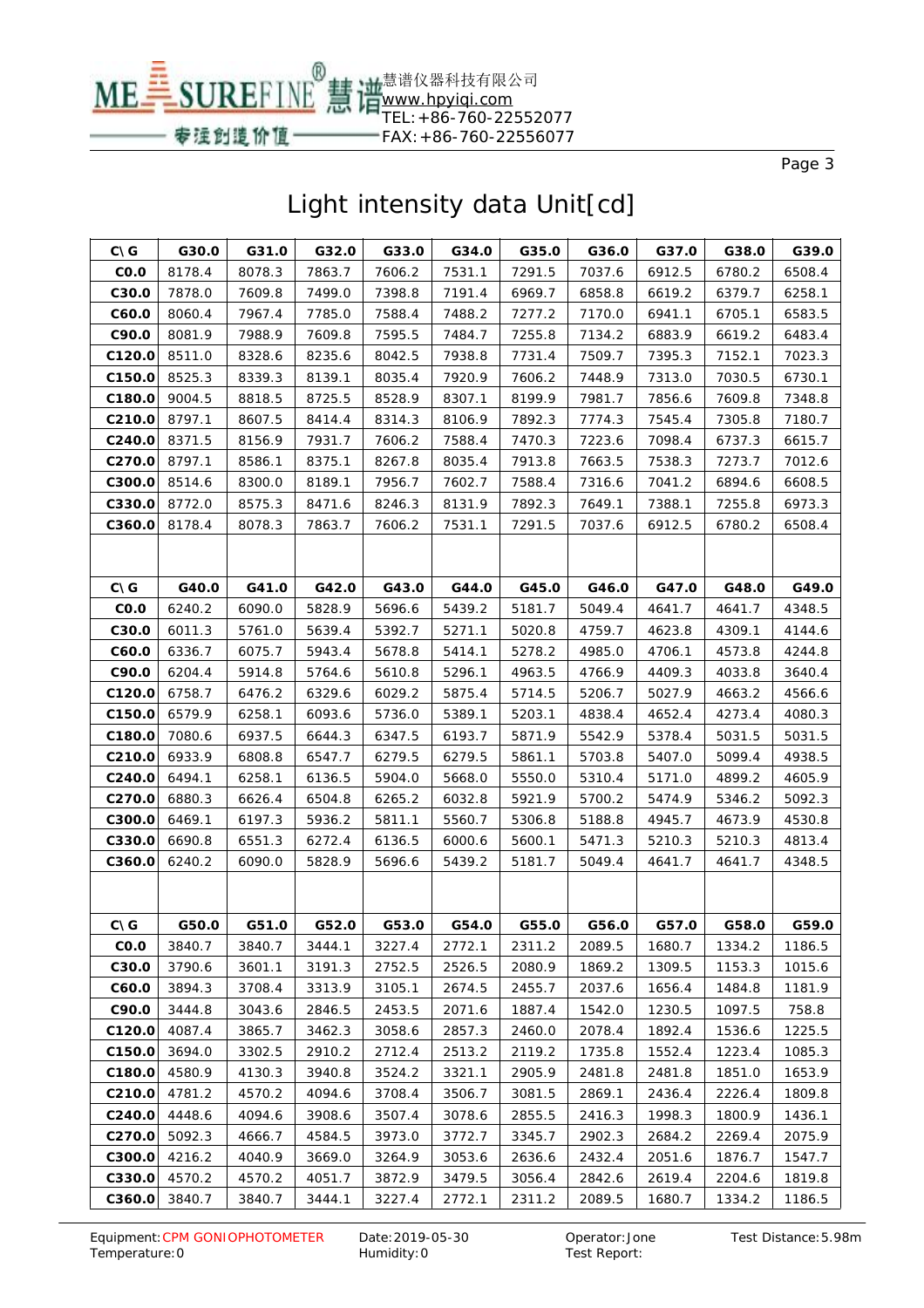# Light intensity data Unit[cd]

| C\ G | G30.0 | G31.0 | G32.0 | G33.0 | G34.0 | G35.0 | G36.0 | G37.0 | G38.0 | G39.0 |
|---|---|---|---|---|---|---|---|---|---|---|
| C0.0 | 8178.4 | 8078.3 | 7863.7 | 7606.2 | 7531.1 | 7291.5 | 7037.6 | 6912.5 | 6780.2 | 6508.4 |
| C30.0 | 7878.0 | 7609.8 | 7499.0 | 7398.8 | 7191.4 | 6969.7 | 6858.8 | 6619.2 | 6379.7 | 6258.1 |
| C60.0 | 8060.4 | 7967.4 | 7785.0 | 7588.4 | 7488.2 | 7277.2 | 7170.0 | 6941.1 | 6705.1 | 6583.5 |
| C90.0 | 8081.9 | 7988.9 | 7609.8 | 7595.5 | 7484.7 | 7255.8 | 7134.2 | 6883.9 | 6619.2 | 6483.4 |
| C120.0 | 8511.0 | 8328.6 | 8235.6 | 8042.5 | 7938.8 | 7731.4 | 7509.7 | 7395.3 | 7152.1 | 7023.3 |
| C150.0 | 8525.3 | 8339.3 | 8139.1 | 8035.4 | 7920.9 | 7606.2 | 7448.9 | 7313.0 | 7030.5 | 6730.1 |
| C180.0 | 9004.5 | 8818.5 | 8725.5 | 8528.9 | 8307.1 | 8199.9 | 7981.7 | 7856.6 | 7609.8 | 7348.8 |
| C210.0 | 8797.1 | 8607.5 | 8414.4 | 8314.3 | 8106.9 | 7892.3 | 7774.3 | 7545.4 | 7305.8 | 7180.7 |
| C240.0 | 8371.5 | 8156.9 | 7931.7 | 7606.2 | 7588.4 | 7470.3 | 7223.6 | 7098.4 | 6737.3 | 6615.7 |
| C270.0 | 8797.1 | 8586.1 | 8375.1 | 8267.8 | 8035.4 | 7913.8 | 7663.5 | 7538.3 | 7273.7 | 7012.6 |
| C300.0 | 8514.6 | 8300.0 | 8189.1 | 7956.7 | 7602.7 | 7588.4 | 7316.6 | 7041.2 | 6894.6 | 6608.5 |
| C330.0 | 8772.0 | 8575.3 | 8471.6 | 8246.3 | 8131.9 | 7892.3 | 7649.1 | 7388.1 | 7255.8 | 6973.3 |
| C360.0 | 8178.4 | 8078.3 | 7863.7 | 7606.2 | 7531.1 | 7291.5 | 7037.6 | 6912.5 | 6780.2 | 6508.4 |
| | | | | | | | | | | |
| C\ G | G40.0 | G41.0 | G42.0 | G43.0 | G44.0 | G45.0 | G46.0 | G47.0 | G48.0 | G49.0 |
| C0.0 | 6240.2 | 6090.0 | 5828.9 | 5696.6 | 5439.2 | 5181.7 | 5049.4 | 4641.7 | 4641.7 | 4348.5 |
| C30.0 | 6011.3 | 5761.0 | 5639.4 | 5392.7 | 5271.1 | 5020.8 | 4759.7 | 4623.8 | 4309.1 | 4144.6 |
| C60.0 | 6336.7 | 6075.7 | 5943.4 | 5678.8 | 5414.1 | 5278.2 | 4985.0 | 4706.1 | 4573.8 | 4244.8 |
| C90.0 | 6204.4 | 5914.8 | 5764.6 | 5610.8 | 5296.1 | 4963.5 | 4766.9 | 4409.3 | 4033.8 | 3640.4 |
| C120.0 | 6758.7 | 6476.2 | 6329.6 | 6029.2 | 5875.4 | 5714.5 | 5206.7 | 5027.9 | 4663.2 | 4566.6 |
| C150.0 | 6579.9 | 6258.1 | 6093.6 | 5736.0 | 5389.1 | 5203.1 | 4838.4 | 4652.4 | 4273.4 | 4080.3 |
| C180.0 | 7080.6 | 6937.5 | 6644.3 | 6347.5 | 6193.7 | 5871.9 | 5542.9 | 5378.4 | 5031.5 | 5031.5 |
| C210.0 | 6933.9 | 6808.8 | 6547.7 | 6279.5 | 6279.5 | 5861.1 | 5703.8 | 5407.0 | 5099.4 | 4938.5 |
| C240.0 | 6494.1 | 6258.1 | 6136.5 | 5904.0 | 5668.0 | 5550.0 | 5310.4 | 5171.0 | 4899.2 | 4605.9 |
| C270.0 | 6880.3 | 6626.4 | 6504.8 | 6265.2 | 6032.8 | 5921.9 | 5700.2 | 5474.9 | 5346.2 | 5092.3 |
| C300.0 | 6469.1 | 6197.3 | 5936.2 | 5811.1 | 5560.7 | 5306.8 | 5188.8 | 4945.7 | 4673.9 | 4530.8 |
| C330.0 | 6690.8 | 6551.3 | 6272.4 | 6136.5 | 6000.6 | 5600.1 | 5471.3 | 5210.3 | 5210.3 | 4813.4 |
| C360.0 | 6240.2 | 6090.0 | 5828.9 | 5696.6 | 5439.2 | 5181.7 | 5049.4 | 4641.7 | 4641.7 | 4348.5 |
| | | | | | | | | | | |
| C\ G | G50.0 | G51.0 | G52.0 | G53.0 | G54.0 | G55.0 | G56.0 | G57.0 | G58.0 | G59.0 |
| C0.0 | 3840.7 | 3840.7 | 3444.1 | 3227.4 | 2772.1 | 2311.2 | 2089.5 | 1680.7 | 1334.2 | 1186.5 |
| C30.0 | 3790.6 | 3601.1 | 3191.3 | 2752.5 | 2526.5 | 2080.9 | 1869.2 | 1309.5 | 1153.3 | 1015.6 |
| C60.0 | 3894.3 | 3708.4 | 3313.9 | 3105.1 | 2674.5 | 2455.7 | 2037.6 | 1656.4 | 1484.8 | 1181.9 |
| C90.0 | 3444.8 | 3043.6 | 2846.5 | 2453.5 | 2071.6 | 1887.4 | 1542.0 | 1230.5 | 1097.5 | 758.8 |
| C120.0 | 4087.4 | 3865.7 | 3462.3 | 3058.6 | 2857.3 | 2460.0 | 2078.4 | 1892.4 | 1536.6 | 1225.5 |
| C150.0 | 3694.0 | 3302.5 | 2910.2 | 2712.4 | 2513.2 | 2119.2 | 1735.8 | 1552.4 | 1223.4 | 1085.3 |
| C180.0 | 4580.9 | 4130.3 | 3940.8 | 3524.2 | 3321.1 | 2905.9 | 2481.8 | 2481.8 | 1851.0 | 1653.9 |
| C210.0 | 4781.2 | 4570.2 | 4094.6 | 3708.4 | 3506.7 | 3081.5 | 2869.1 | 2436.4 | 2226.4 | 1809.8 |
| C240.0 | 4448.6 | 4094.6 | 3908.6 | 3507.4 | 3078.6 | 2855.5 | 2416.3 | 1998.3 | 1800.9 | 1436.1 |
| C270.0 | 5092.3 | 4666.7 | 4584.5 | 3973.0 | 3772.7 | 3345.7 | 2902.3 | 2684.2 | 2269.4 | 2075.9 |
| C300.0 | 4216.2 | 4040.9 | 3669.0 | 3264.9 | 3053.6 | 2636.6 | 2432.4 | 2051.6 | 1876.7 | 1547.7 |
| C330.0 | 4570.2 | 4570.2 | 4051.7 | 3872.9 | 3479.5 | 3056.4 | 2842.6 | 2619.4 | 2204.6 | 1819.8 |
| C360.0 | 3840.7 | 3840.7 | 3444.1 | 3227.4 | 2772.1 | 2311.2 | 2089.5 | 1680.7 | 1334.2 | 1186.5 |

Equipment:CPM GONIOPHOTOMETER　Date:2019-05-30　Operator:Jone　Test Distance:5.98m
Temperature:0　Humidity:0　Test Report: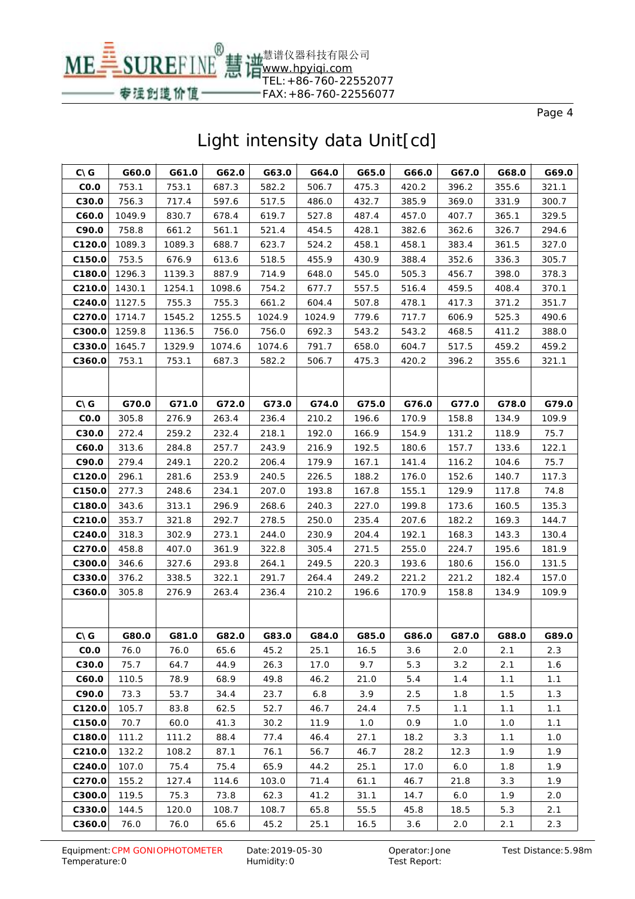# Light intensity data Unit[cd]

| C\ G | G60.0 | G61.0 | G62.0 | G63.0 | G64.0 | G65.0 | G66.0 | G67.0 | G68.0 | G69.0 |
|---|---|---|---|---|---|---|---|---|---|---|
| C0.0 | 753.1 | 753.1 | 687.3 | 582.2 | 506.7 | 475.3 | 420.2 | 396.2 | 355.6 | 321.1 |
| C30.0 | 756.3 | 717.4 | 597.6 | 517.5 | 486.0 | 432.7 | 385.9 | 369.0 | 331.9 | 300.7 |
| C60.0 | 1049.9 | 830.7 | 678.4 | 619.7 | 527.8 | 487.4 | 457.0 | 407.7 | 365.1 | 329.5 |
| C90.0 | 758.8 | 661.2 | 561.1 | 521.4 | 454.5 | 428.1 | 382.6 | 362.6 | 326.7 | 294.6 |
| C120.0 | 1089.3 | 1089.3 | 688.7 | 623.7 | 524.2 | 458.1 | 458.1 | 383.4 | 361.5 | 327.0 |
| C150.0 | 753.5 | 676.9 | 613.6 | 518.5 | 455.9 | 430.9 | 388.4 | 352.6 | 336.3 | 305.7 |
| C180.0 | 1296.3 | 1139.3 | 887.9 | 714.9 | 648.0 | 545.0 | 505.3 | 456.7 | 398.0 | 378.3 |
| C210.0 | 1430.1 | 1254.1 | 1098.6 | 754.2 | 677.7 | 557.5 | 516.4 | 459.5 | 408.4 | 370.1 |
| C240.0 | 1127.5 | 755.3 | 755.3 | 661.2 | 604.4 | 507.8 | 478.1 | 417.3 | 371.2 | 351.7 |
| C270.0 | 1714.7 | 1545.2 | 1255.5 | 1024.9 | 1024.9 | 779.6 | 717.7 | 606.9 | 525.3 | 490.6 |
| C300.0 | 1259.8 | 1136.5 | 756.0 | 756.0 | 692.3 | 543.2 | 543.2 | 468.5 | 411.2 | 388.0 |
| C330.0 | 1645.7 | 1329.9 | 1074.6 | 1074.6 | 791.7 | 658.0 | 604.7 | 517.5 | 459.2 | 459.2 |
| C360.0 | 753.1 | 753.1 | 687.3 | 582.2 | 506.7 | 475.3 | 420.2 | 396.2 | 355.6 | 321.1 |

| C\ G | G70.0 | G71.0 | G72.0 | G73.0 | G74.0 | G75.0 | G76.0 | G77.0 | G78.0 | G79.0 |
|---|---|---|---|---|---|---|---|---|---|---|
| C0.0 | 305.8 | 276.9 | 263.4 | 236.4 | 210.2 | 196.6 | 170.9 | 158.8 | 134.9 | 109.9 |
| C30.0 | 272.4 | 259.2 | 232.4 | 218.1 | 192.0 | 166.9 | 154.9 | 131.2 | 118.9 | 75.7 |
| C60.0 | 313.6 | 284.8 | 257.7 | 243.9 | 216.9 | 192.5 | 180.6 | 157.7 | 133.6 | 122.1 |
| C90.0 | 279.4 | 249.1 | 220.2 | 206.4 | 179.9 | 167.1 | 141.4 | 116.2 | 104.6 | 75.7 |
| C120.0 | 296.1 | 281.6 | 253.9 | 240.5 | 226.5 | 188.2 | 176.0 | 152.6 | 140.7 | 117.3 |
| C150.0 | 277.3 | 248.6 | 234.1 | 207.0 | 193.8 | 167.8 | 155.1 | 129.9 | 117.8 | 74.8 |
| C180.0 | 343.6 | 313.1 | 296.9 | 268.6 | 240.3 | 227.0 | 199.8 | 173.6 | 160.5 | 135.3 |
| C210.0 | 353.7 | 321.8 | 292.7 | 278.5 | 250.0 | 235.4 | 207.6 | 182.2 | 169.3 | 144.7 |
| C240.0 | 318.3 | 302.9 | 273.1 | 244.0 | 230.9 | 204.4 | 192.1 | 168.3 | 143.3 | 130.4 |
| C270.0 | 458.8 | 407.0 | 361.9 | 322.8 | 305.4 | 271.5 | 255.0 | 224.7 | 195.6 | 181.9 |
| C300.0 | 346.6 | 327.6 | 293.8 | 264.1 | 249.5 | 220.3 | 193.6 | 180.6 | 156.0 | 131.5 |
| C330.0 | 376.2 | 338.5 | 322.1 | 291.7 | 264.4 | 249.2 | 221.2 | 221.2 | 182.4 | 157.0 |
| C360.0 | 305.8 | 276.9 | 263.4 | 236.4 | 210.2 | 196.6 | 170.9 | 158.8 | 134.9 | 109.9 |

| C\ G | G80.0 | G81.0 | G82.0 | G83.0 | G84.0 | G85.0 | G86.0 | G87.0 | G88.0 | G89.0 |
|---|---|---|---|---|---|---|---|---|---|---|
| C0.0 | 76.0 | 76.0 | 65.6 | 45.2 | 25.1 | 16.5 | 3.6 | 2.0 | 2.1 | 2.3 |
| C30.0 | 75.7 | 64.7 | 44.9 | 26.3 | 17.0 | 9.7 | 5.3 | 3.2 | 2.1 | 1.6 |
| C60.0 | 110.5 | 78.9 | 68.9 | 49.8 | 46.2 | 21.0 | 5.4 | 1.4 | 1.1 | 1.1 |
| C90.0 | 73.3 | 53.7 | 34.4 | 23.7 | 6.8 | 3.9 | 2.5 | 1.8 | 1.5 | 1.3 |
| C120.0 | 105.7 | 83.8 | 62.5 | 52.7 | 46.7 | 24.4 | 7.5 | 1.1 | 1.1 | 1.1 |
| C150.0 | 70.7 | 60.0 | 41.3 | 30.2 | 11.9 | 1.0 | 0.9 | 1.0 | 1.0 | 1.1 |
| C180.0 | 111.2 | 111.2 | 88.4 | 77.4 | 46.4 | 27.1 | 18.2 | 3.3 | 1.1 | 1.0 |
| C210.0 | 132.2 | 108.2 | 87.1 | 76.1 | 56.7 | 46.7 | 28.2 | 12.3 | 1.9 | 1.9 |
| C240.0 | 107.0 | 75.4 | 75.4 | 65.9 | 44.2 | 25.1 | 17.0 | 6.0 | 1.8 | 1.9 |
| C270.0 | 155.2 | 127.4 | 114.6 | 103.0 | 71.4 | 61.1 | 46.7 | 21.8 | 3.3 | 1.9 |
| C300.0 | 119.5 | 75.3 | 73.8 | 62.3 | 41.2 | 31.1 | 14.7 | 6.0 | 1.9 | 2.0 |
| C330.0 | 144.5 | 120.0 | 108.7 | 108.7 | 65.8 | 55.5 | 45.8 | 18.5 | 5.3 | 2.1 |
| C360.0 | 76.0 | 76.0 | 65.6 | 45.2 | 25.1 | 16.5 | 3.6 | 2.0 | 2.1 | 2.3 |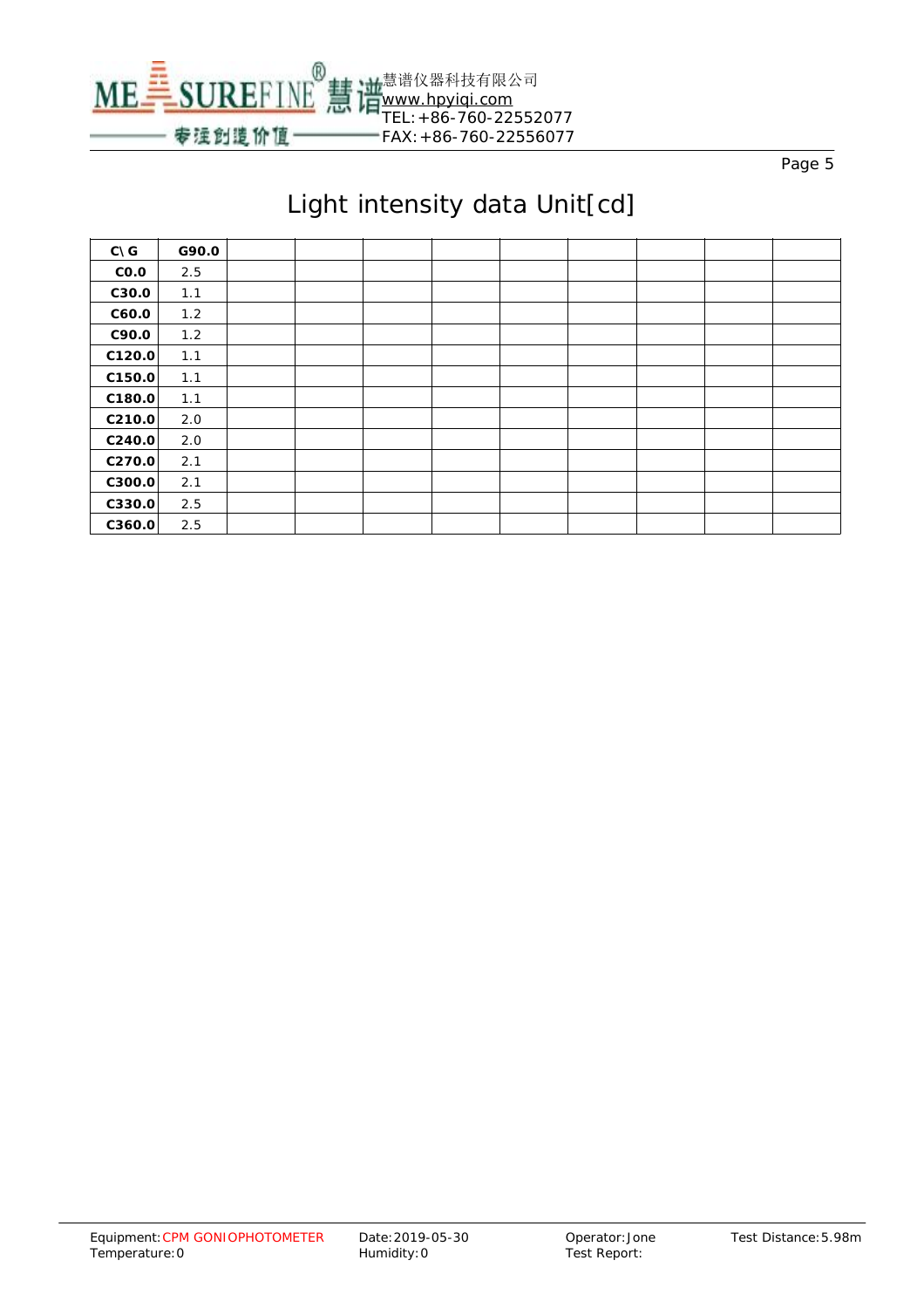# Light intensity data Unit[cd]

| C\ G | G90.0 | | | | | | | | | |
|---|---|---|---|---|---|---|---|---|---|---|
| C0.0 | 2.5 | | | | | | | | | |
| C30.0 | 1.1 | | | | | | | | | |
| C60.0 | 1.2 | | | | | | | | | |
| C90.0 | 1.2 | | | | | | | | | |
| C120.0 | 1.1 | | | | | | | | | |
| C150.0 | 1.1 | | | | | | | | | |
| C180.0 | 1.1 | | | | | | | | | |
| C210.0 | 2.0 | | | | | | | | | |
| C240.0 | 2.0 | | | | | | | | | |
| C270.0 | 2.1 | | | | | | | | | |
| C300.0 | 2.1 | | | | | | | | | |
| C330.0 | 2.5 | | | | | | | | | |
| C360.0 | 2.5 | | | | | | | | | |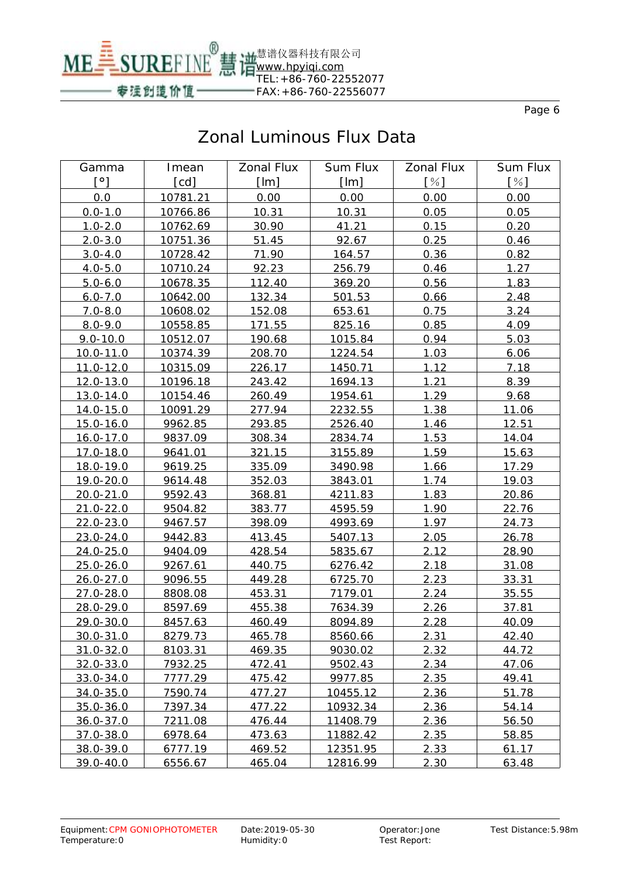# Zonal Luminous Flux Data

| Gamma [°] | Imean [cd] | Zonal Flux [lm] | Sum Flux [lm] | Zonal Flux [%] | Sum Flux [%] |
|---|---|---|---|---|---|
| 0.0 | 10781.21 | 0.00 | 0.00 | 0.00 | 0.00 |
| 0.0-1.0 | 10766.86 | 10.31 | 10.31 | 0.05 | 0.05 |
| 1.0-2.0 | 10762.69 | 30.90 | 41.21 | 0.15 | 0.20 |
| 2.0-3.0 | 10751.36 | 51.45 | 92.67 | 0.25 | 0.46 |
| 3.0-4.0 | 10728.42 | 71.90 | 164.57 | 0.36 | 0.82 |
| 4.0-5.0 | 10710.24 | 92.23 | 256.79 | 0.46 | 1.27 |
| 5.0-6.0 | 10678.35 | 112.40 | 369.20 | 0.56 | 1.83 |
| 6.0-7.0 | 10642.00 | 132.34 | 501.53 | 0.66 | 2.48 |
| 7.0-8.0 | 10608.02 | 152.08 | 653.61 | 0.75 | 3.24 |
| 8.0-9.0 | 10558.85 | 171.55 | 825.16 | 0.85 | 4.09 |
| 9.0-10.0 | 10512.07 | 190.68 | 1015.84 | 0.94 | 5.03 |
| 10.0-11.0 | 10374.39 | 208.70 | 1224.54 | 1.03 | 6.06 |
| 11.0-12.0 | 10315.09 | 226.17 | 1450.71 | 1.12 | 7.18 |
| 12.0-13.0 | 10196.18 | 243.42 | 1694.13 | 1.21 | 8.39 |
| 13.0-14.0 | 10154.46 | 260.49 | 1954.61 | 1.29 | 9.68 |
| 14.0-15.0 | 10091.29 | 277.94 | 2232.55 | 1.38 | 11.06 |
| 15.0-16.0 | 9962.85 | 293.85 | 2526.40 | 1.46 | 12.51 |
| 16.0-17.0 | 9837.09 | 308.34 | 2834.74 | 1.53 | 14.04 |
| 17.0-18.0 | 9641.01 | 321.15 | 3155.89 | 1.59 | 15.63 |
| 18.0-19.0 | 9619.25 | 335.09 | 3490.98 | 1.66 | 17.29 |
| 19.0-20.0 | 9614.48 | 352.03 | 3843.01 | 1.74 | 19.03 |
| 20.0-21.0 | 9592.43 | 368.81 | 4211.83 | 1.83 | 20.86 |
| 21.0-22.0 | 9504.82 | 383.77 | 4595.59 | 1.90 | 22.76 |
| 22.0-23.0 | 9467.57 | 398.09 | 4993.69 | 1.97 | 24.73 |
| 23.0-24.0 | 9442.83 | 413.45 | 5407.13 | 2.05 | 26.78 |
| 24.0-25.0 | 9404.09 | 428.54 | 5835.67 | 2.12 | 28.90 |
| 25.0-26.0 | 9267.61 | 440.75 | 6276.42 | 2.18 | 31.08 |
| 26.0-27.0 | 9096.55 | 449.28 | 6725.70 | 2.23 | 33.31 |
| 27.0-28.0 | 8808.08 | 453.31 | 7179.01 | 2.24 | 35.55 |
| 28.0-29.0 | 8597.69 | 455.38 | 7634.39 | 2.26 | 37.81 |
| 29.0-30.0 | 8457.63 | 460.49 | 8094.89 | 2.28 | 40.09 |
| 30.0-31.0 | 8279.73 | 465.78 | 8560.66 | 2.31 | 42.40 |
| 31.0-32.0 | 8103.31 | 469.35 | 9030.02 | 2.32 | 44.72 |
| 32.0-33.0 | 7932.25 | 472.41 | 9502.43 | 2.34 | 47.06 |
| 33.0-34.0 | 7777.29 | 475.42 | 9977.85 | 2.35 | 49.41 |
| 34.0-35.0 | 7590.74 | 477.27 | 10455.12 | 2.36 | 51.78 |
| 35.0-36.0 | 7397.34 | 477.22 | 10932.34 | 2.36 | 54.14 |
| 36.0-37.0 | 7211.08 | 476.44 | 11408.79 | 2.36 | 56.50 |
| 37.0-38.0 | 6978.64 | 473.63 | 11882.42 | 2.35 | 58.85 |
| 38.0-39.0 | 6777.19 | 469.52 | 12351.95 | 2.33 | 61.17 |
| 39.0-40.0 | 6556.67 | 465.04 | 12816.99 | 2.30 | 63.48 |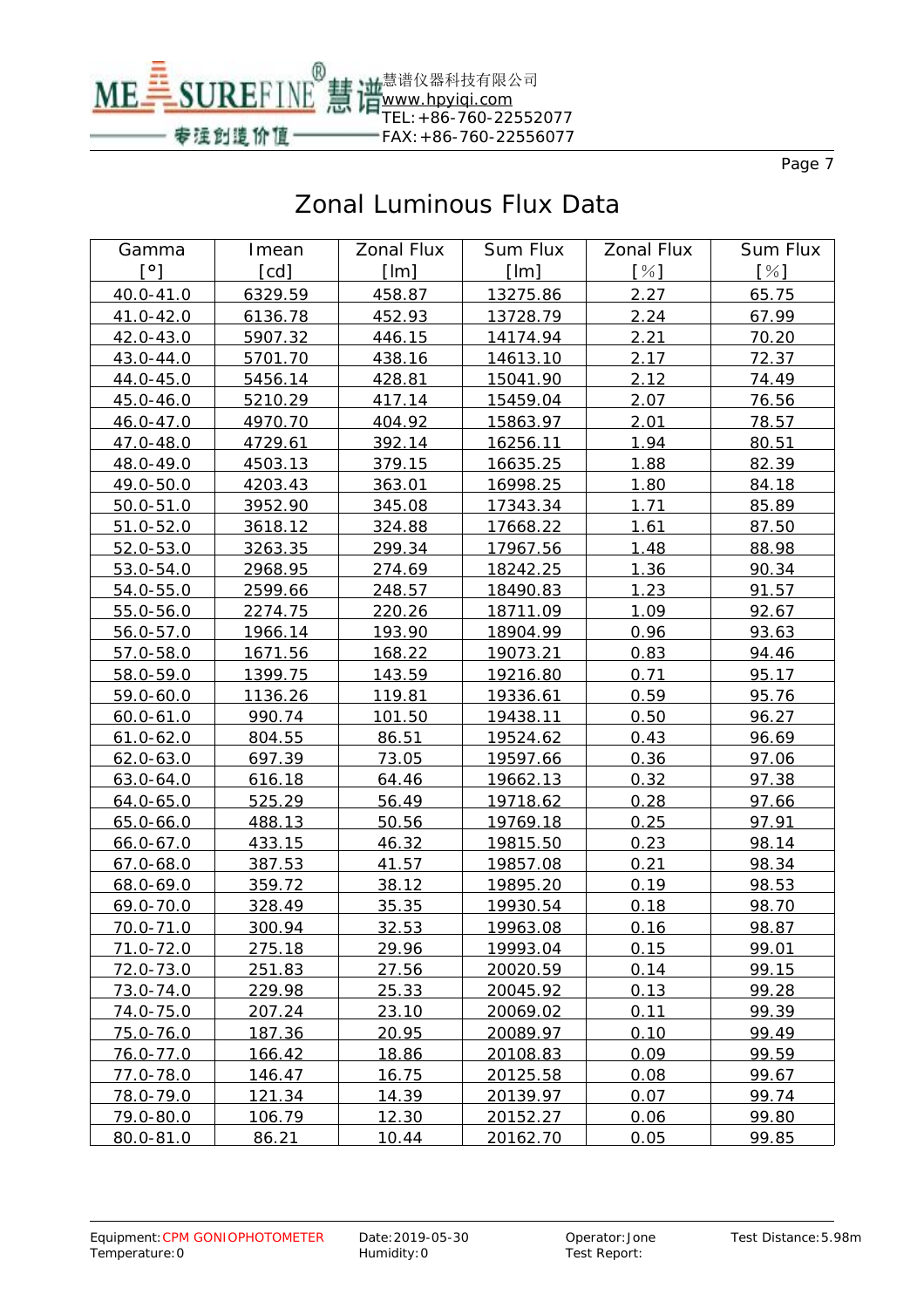# Zonal Luminous Flux Data

| Gamma [°] | Imean [cd] | Zonal Flux [lm] | Sum Flux [lm] | Zonal Flux [%] | Sum Flux [%] |
|---|---|---|---|---|---|
| 40.0-41.0 | 6329.59 | 458.87 | 13275.86 | 2.27 | 65.75 |
| 41.0-42.0 | 6136.78 | 452.93 | 13728.79 | 2.24 | 67.99 |
| 42.0-43.0 | 5907.32 | 446.15 | 14174.94 | 2.21 | 70.20 |
| 43.0-44.0 | 5701.70 | 438.16 | 14613.10 | 2.17 | 72.37 |
| 44.0-45.0 | 5456.14 | 428.81 | 15041.90 | 2.12 | 74.49 |
| 45.0-46.0 | 5210.29 | 417.14 | 15459.04 | 2.07 | 76.56 |
| 46.0-47.0 | 4970.70 | 404.92 | 15863.97 | 2.01 | 78.57 |
| 47.0-48.0 | 4729.61 | 392.14 | 16256.11 | 1.94 | 80.51 |
| 48.0-49.0 | 4503.13 | 379.15 | 16635.25 | 1.88 | 82.39 |
| 49.0-50.0 | 4203.43 | 363.01 | 16998.25 | 1.80 | 84.18 |
| 50.0-51.0 | 3952.90 | 345.08 | 17343.34 | 1.71 | 85.89 |
| 51.0-52.0 | 3618.12 | 324.88 | 17668.22 | 1.61 | 87.50 |
| 52.0-53.0 | 3263.35 | 299.34 | 17967.56 | 1.48 | 88.98 |
| 53.0-54.0 | 2968.95 | 274.69 | 18242.25 | 1.36 | 90.34 |
| 54.0-55.0 | 2599.66 | 248.57 | 18490.83 | 1.23 | 91.57 |
| 55.0-56.0 | 2274.75 | 220.26 | 18711.09 | 1.09 | 92.67 |
| 56.0-57.0 | 1966.14 | 193.90 | 18904.99 | 0.96 | 93.63 |
| 57.0-58.0 | 1671.56 | 168.22 | 19073.21 | 0.83 | 94.46 |
| 58.0-59.0 | 1399.75 | 143.59 | 19216.80 | 0.71 | 95.17 |
| 59.0-60.0 | 1136.26 | 119.81 | 19336.61 | 0.59 | 95.76 |
| 60.0-61.0 | 990.74 | 101.50 | 19438.11 | 0.50 | 96.27 |
| 61.0-62.0 | 804.55 | 86.51 | 19524.62 | 0.43 | 96.69 |
| 62.0-63.0 | 697.39 | 73.05 | 19597.66 | 0.36 | 97.06 |
| 63.0-64.0 | 616.18 | 64.46 | 19662.13 | 0.32 | 97.38 |
| 64.0-65.0 | 525.29 | 56.49 | 19718.62 | 0.28 | 97.66 |
| 65.0-66.0 | 488.13 | 50.56 | 19769.18 | 0.25 | 97.91 |
| 66.0-67.0 | 433.15 | 46.32 | 19815.50 | 0.23 | 98.14 |
| 67.0-68.0 | 387.53 | 41.57 | 19857.08 | 0.21 | 98.34 |
| 68.0-69.0 | 359.72 | 38.12 | 19895.20 | 0.19 | 98.53 |
| 69.0-70.0 | 328.49 | 35.35 | 19930.54 | 0.18 | 98.70 |
| 70.0-71.0 | 300.94 | 32.53 | 19963.08 | 0.16 | 98.87 |
| 71.0-72.0 | 275.18 | 29.96 | 19993.04 | 0.15 | 99.01 |
| 72.0-73.0 | 251.83 | 27.56 | 20020.59 | 0.14 | 99.15 |
| 73.0-74.0 | 229.98 | 25.33 | 20045.92 | 0.13 | 99.28 |
| 74.0-75.0 | 207.24 | 23.10 | 20069.02 | 0.11 | 99.39 |
| 75.0-76.0 | 187.36 | 20.95 | 20089.97 | 0.10 | 99.49 |
| 76.0-77.0 | 166.42 | 18.86 | 20108.83 | 0.09 | 99.59 |
| 77.0-78.0 | 146.47 | 16.75 | 20125.58 | 0.08 | 99.67 |
| 78.0-79.0 | 121.34 | 14.39 | 20139.97 | 0.07 | 99.74 |
| 79.0-80.0 | 106.79 | 12.30 | 20152.27 | 0.06 | 99.80 |
| 80.0-81.0 | 86.21 | 10.44 | 20162.70 | 0.05 | 99.85 |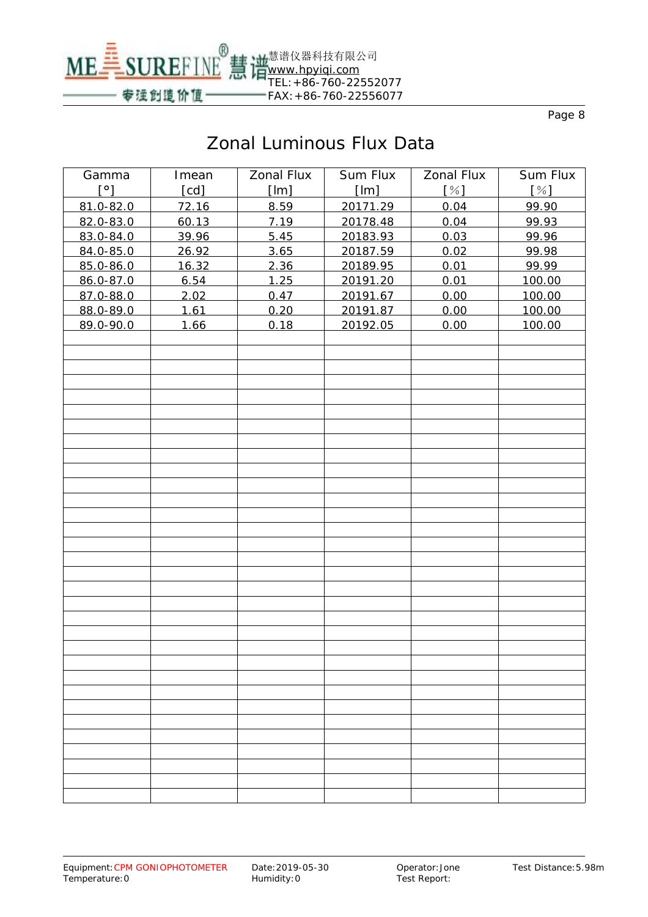# Zonal Luminous Flux Data

| Gamma [°] | Imean [cd] | Zonal Flux [lm] | Sum Flux [lm] | Zonal Flux [%] | Sum Flux [%] |
|---|---|---|---|---|---|
| 81.0-82.0 | 72.16 | 8.59 | 20171.29 | 0.04 | 99.90 |
| 82.0-83.0 | 60.13 | 7.19 | 20178.48 | 0.04 | 99.93 |
| 83.0-84.0 | 39.96 | 5.45 | 20183.93 | 0.03 | 99.96 |
| 84.0-85.0 | 26.92 | 3.65 | 20187.59 | 0.02 | 99.98 |
| 85.0-86.0 | 16.32 | 2.36 | 20189.95 | 0.01 | 99.99 |
| 86.0-87.0 | 6.54 | 1.25 | 20191.20 | 0.01 | 100.00 |
| 87.0-88.0 | 2.02 | 0.47 | 20191.67 | 0.00 | 100.00 |
| 88.0-89.0 | 1.61 | 0.20 | 20191.87 | 0.00 | 100.00 |
| 89.0-90.0 | 1.66 | 0.18 | 20192.05 | 0.00 | 100.00 |

Equipment: CPM GONIOPHOTOMETER　Date: 2019-05-30　Operator: Jone　Test Distance: 5.98m
Temperature: 0　Humidity: 0　Test Report: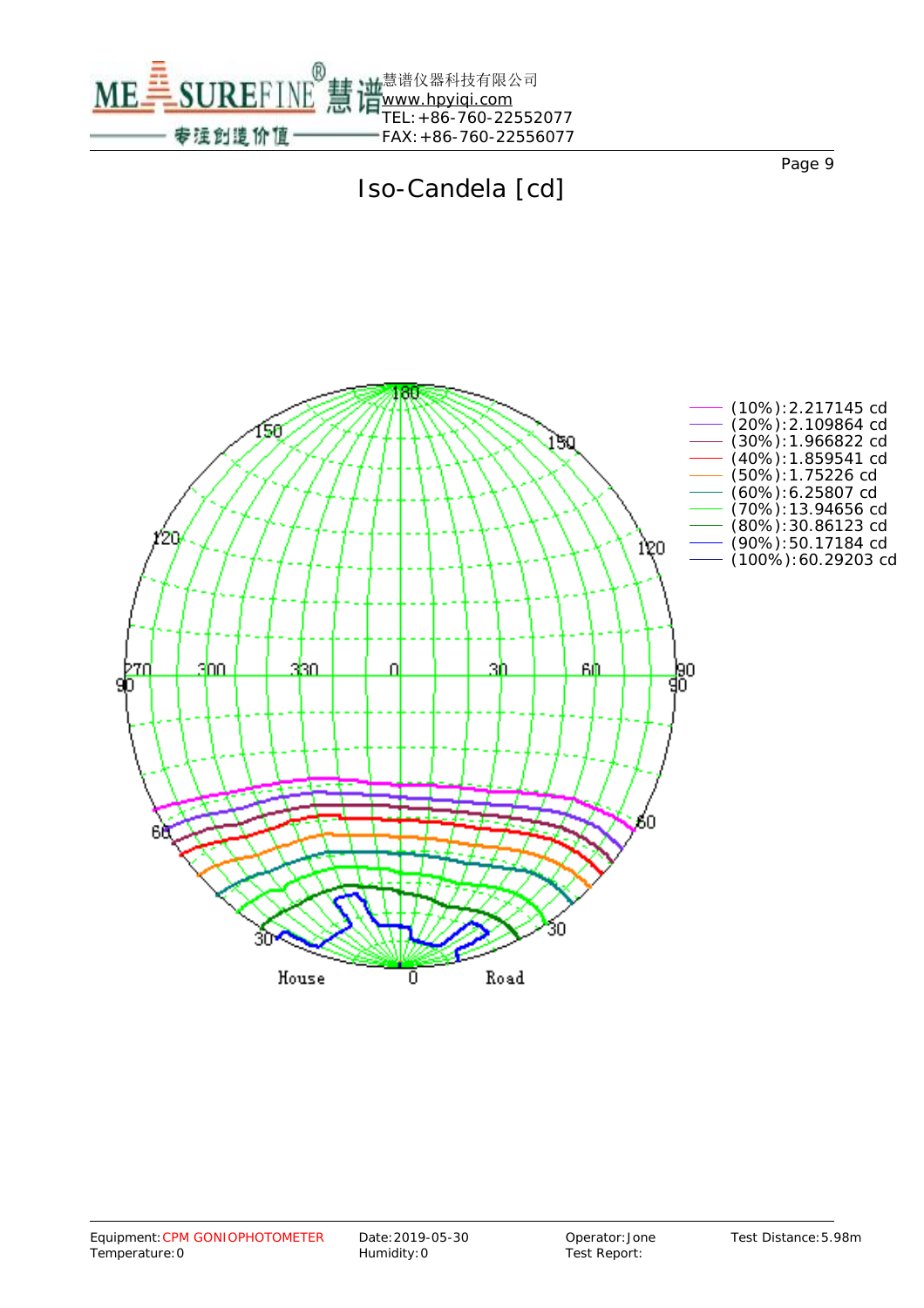# Iso-Candela [cd]

- (10%):2.217145 cd
- (20%):2.109864 cd
- (30%):1.966822 cd
- (40%):1.859541 cd
- (50%):1.75226 cd
- (60%):6.25807 cd
- (70%):13.94656 cd
- (80%):30.86123 cd
- (90%):50.17184 cd
- (100%):60.29203 cd

Equipment: CPM GONIOPHOTOMETER
Temperature: 0

Date: 2019-05-30
Humidity: 0

Operator: Jone
Test Report:

Test Distance: 5.98m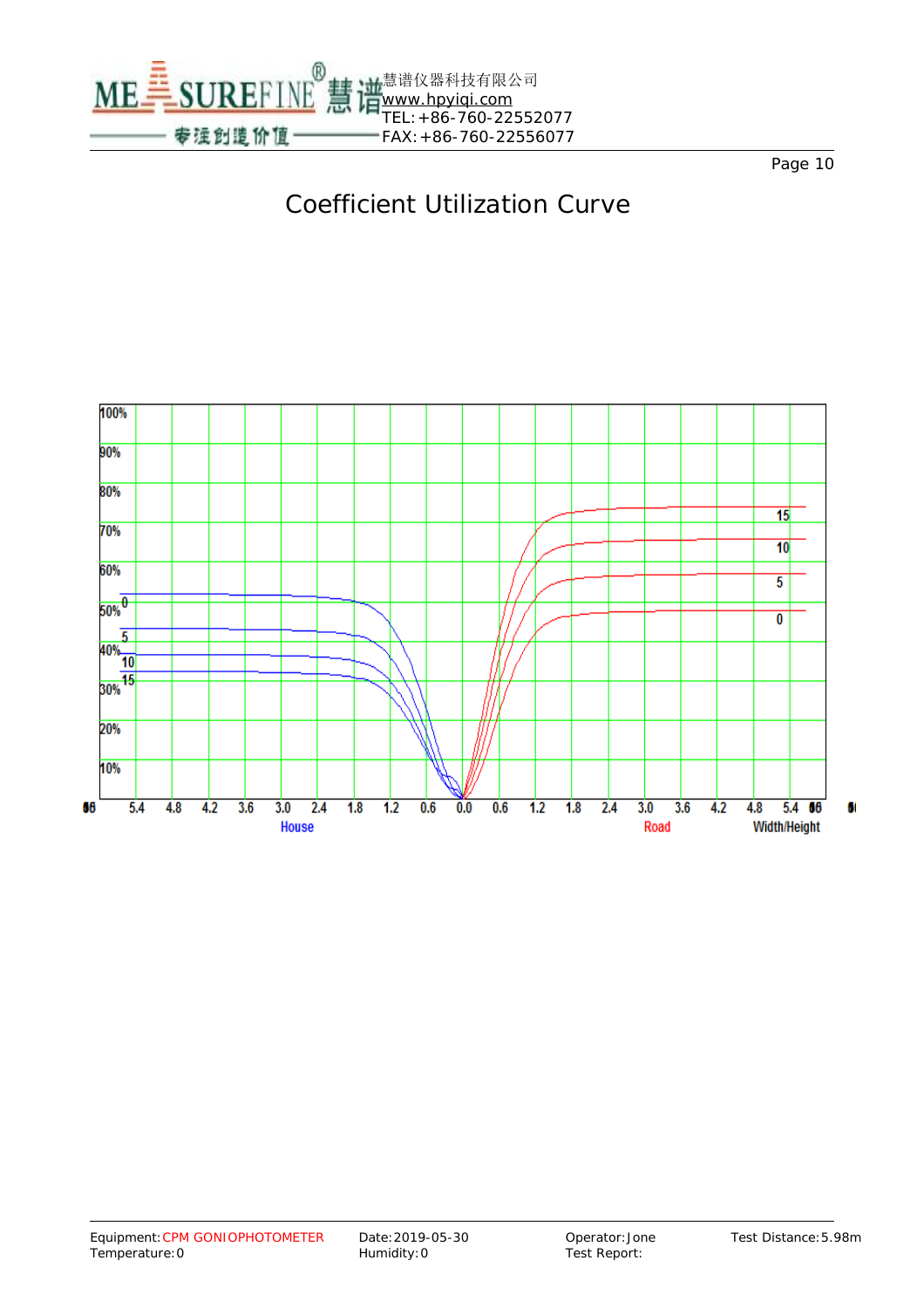# Coefficient Utilization Curve

100%
90%
80%
70%
60%
50%
40%
30%
20%
10%

House: 0, 5, 10, 15

Road: 15, 10, 5, 0

5.4 4.8 4.2 3.6 3.0 2.4 1.8 1.2 0.6 0.0 0.6 1.2 1.8 2.4 3.0 3.6 4.2 4.8 5.4

House    Road    Width/Height

Equipment: CPM GONIOPHOTOMETER    Date: 2019-05-30    Operator: Jone    Test Distance: 5.98m
Temperature: 0    Humidity: 0    Test Report: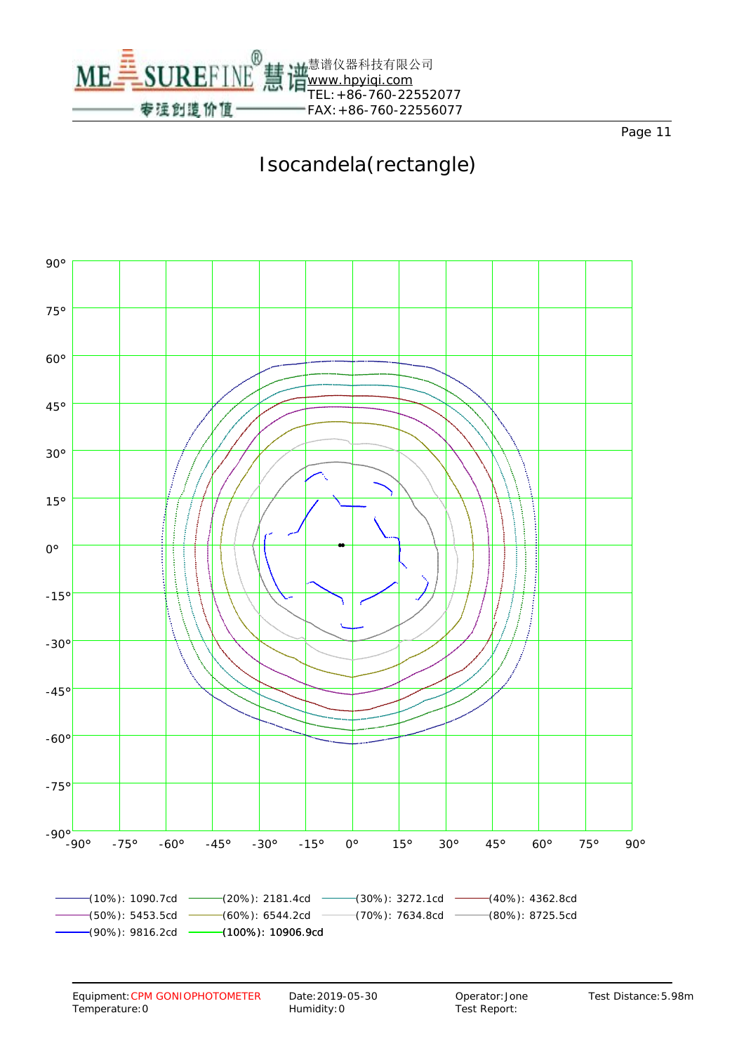# Isocandela(rectangle)

| Level | Value |
| --- | --- |
| (10%) | 1090.7cd |
| (20%) | 2181.4cd |
| (30%) | 3272.1cd |
| (40%) | 4362.8cd |
| (50%) | 5453.5cd |
| (60%) | 6544.2cd |
| (70%) | 7634.8cd |
| (80%) | 8725.5cd |
| (90%) | 9816.2cd |
| (100%) | 10906.9cd |

Equipment: CPM GONIOPHOTOMETER
Temperature: 0

Date: 2019-05-30
Humidity: 0

Operator: Jone
Test Report:

Test Distance: 5.98m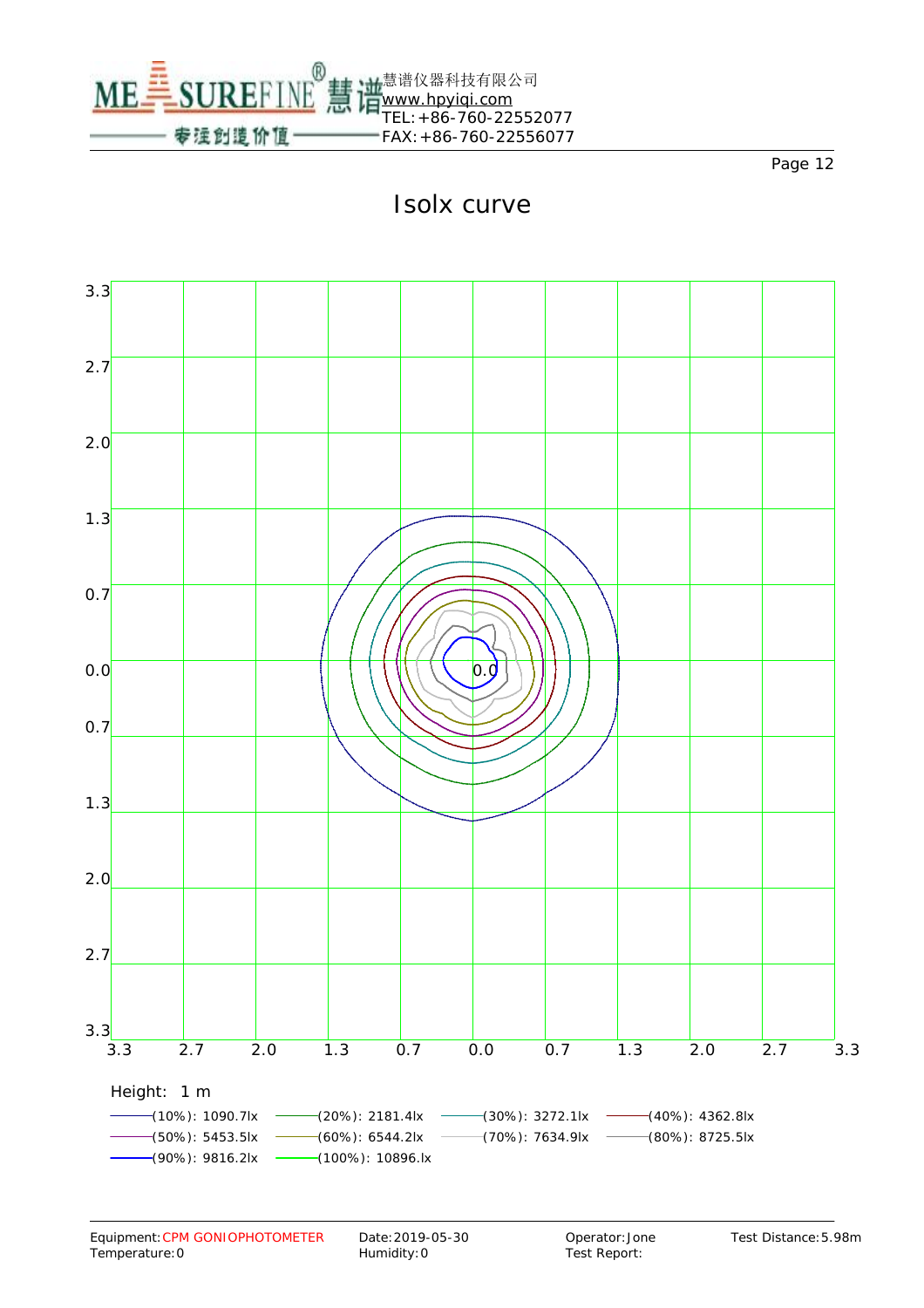# Isolx curve

| 3.3 | | | | | | | | | | |
|---|---|---|---|---|---|---|---|---|---|---|

Y-axis: 3.3, 2.7, 2.0, 1.3, 0.7, 0.0, 0.7, 1.3, 2.0, 2.7, 3.3

X-axis: 3.3, 2.7, 2.0, 1.3, 0.7, 0.0, 0.7, 1.3, 2.0, 2.7, 3.3

0.0

Height: 1 m

(10%): 1090.7lx
(20%): 2181.4lx
(30%): 3272.1lx
(40%): 4362.8lx
(50%): 5453.5lx
(60%): 6544.2lx
(70%): 7634.9lx
(80%): 8725.5lx
(90%): 9816.2lx
(100%): 10896.lx

Equipment: CPM GONIOPHOTOMETER
Temperature: 0
Date: 2019-05-30
Humidity: 0
Operator: Jone
Test Report:
Test Distance: 5.98m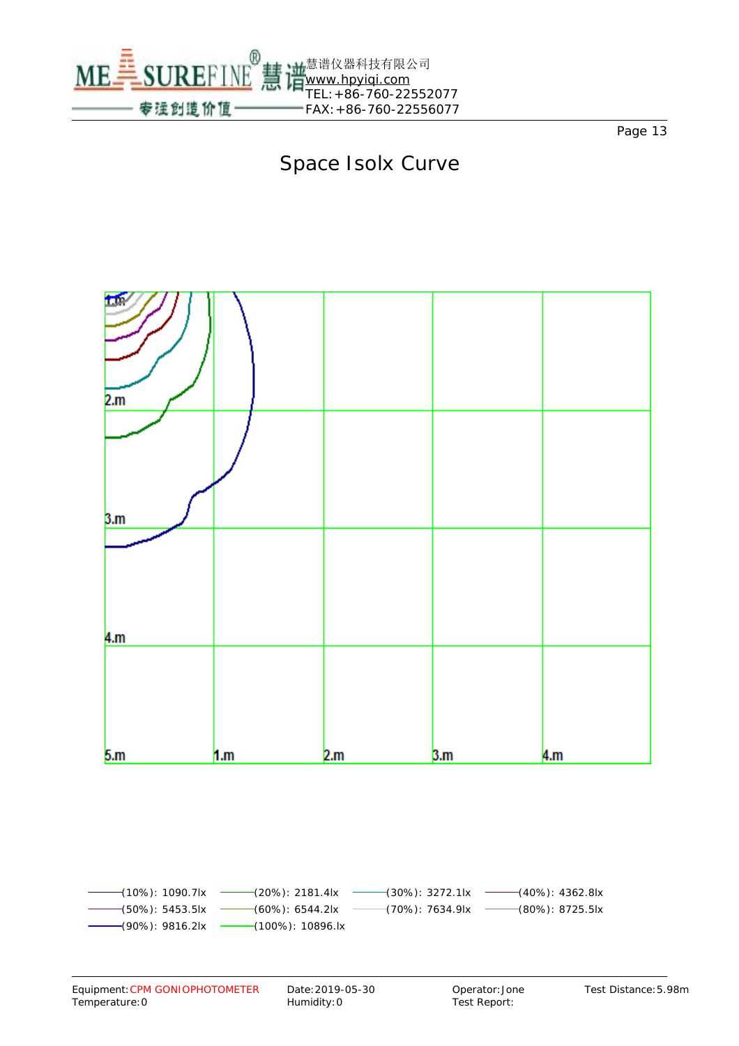# Space Isolx Curve

1.m

2.m

3.m

4.m

5.m 1.m 2.m 3.m 4.m

(10%): 1090.7lx　(20%): 2181.4lx　(30%): 3272.1lx　(40%): 4362.8lx
(50%): 5453.5lx　(60%): 6544.2lx　(70%): 7634.9lx　(80%): 8725.5lx
(90%): 9816.2lx　(100%): 10896.lx

Equipment: CPM GONIOPHOTOMETER　Date: 2019-05-30　Operator: Jone　Test Distance: 5.98m
Temperature: 0　Humidity: 0　Test Report: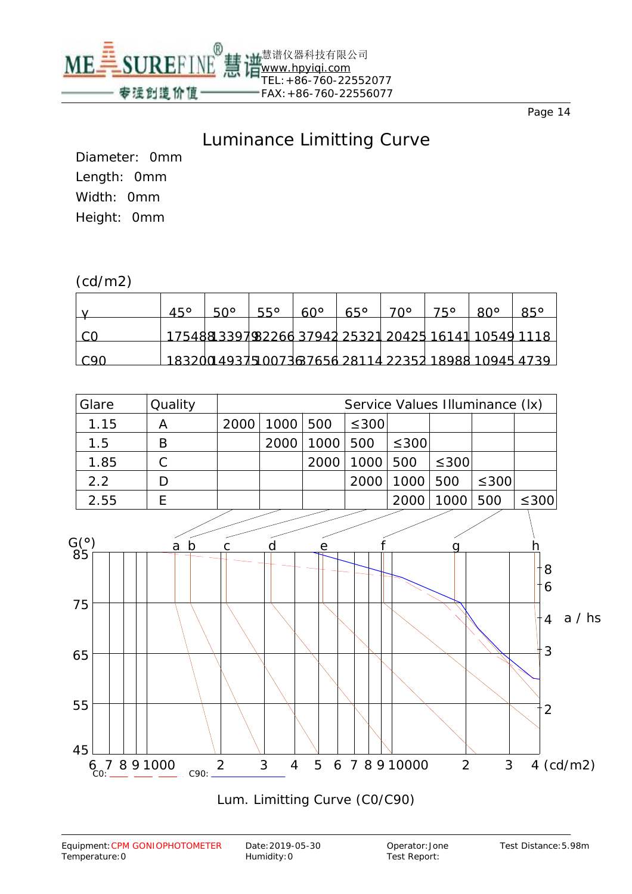# Luminance Limitting Curve

Diameter: 0mm

Length: 0mm

Width: 0mm

Height: 0mm

(cd/m2)

| γ | 45° | 50° | 55° | 60° | 65° | 70° | 75° | 80° | 85° |
|---|---|---|---|---|---|---|---|---|---|
| C0 | 175488 | 133979 | 82266 | 37942 | 25321 | 20425 | 16141 | 10549 | 1118 |
| C90 | 183200 | 149375 | 100736 | 37656 | 28114 | 22352 | 18988 | 10945 | 4739 |

| Glare | Quality | Service Values Illuminance (lx) | | | | | | | |
|---|---|---|---|---|---|---|---|---|---|
| 1.15 | A | 2000 | 1000 | 500 | ≤300 | | | | |
| 1.5 | B | | 2000 | 1000 | 500 | ≤300 | | | |
| 1.85 | C | | | 2000 | 1000 | 500 | ≤300 | | |
| 2.2 | D | | | | 2000 | 1000 | 500 | ≤300 | |
| 2.55 | E | | | | | 2000 | 1000 | 500 | ≤300 |

G(°): 85, 75, 65, 55, 45

a b c d e f g h

a / hs: 8, 6, 4, 3, 2

6 7 8 9 1000 2 3 4 5 6 7 8 9 10000 2 3 4 (cd/m2)

C0: ____ ____ ____ C90: ______________

Lum. Limitting Curve (C0/C90)

Equipment: CPM GONIOPHOTOMETER | Date: 2019-05-30 | Operator: Jone | Test Distance: 5.98m

Temperature: 0 | Humidity: 0 | Test Report: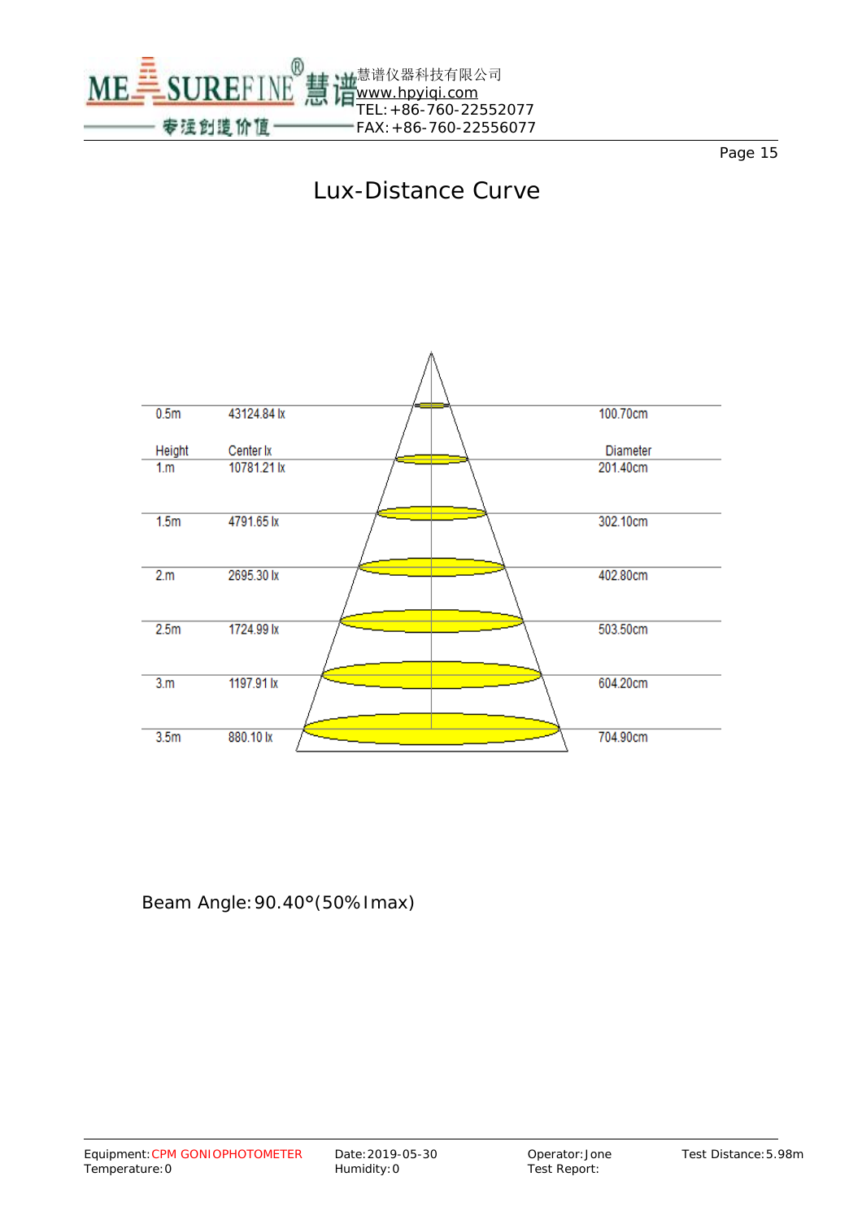# Lux-Distance Curve

| Height | Center lx | Diameter |
| --- | --- | --- |
| 0.5m | 43124.84 lx | 100.70cm |
| 1.m | 10781.21 lx | 201.40cm |
| 1.5m | 4791.65 lx | 302.10cm |
| 2.m | 2695.30 lx | 402.80cm |
| 2.5m | 1724.99 lx | 503.50cm |
| 3.m | 1197.91 lx | 604.20cm |
| 3.5m | 880.10 lx | 704.90cm |

Beam Angle: 90.40°(50% Imax)

Equipment: CPM GONIOPHOTOMETER  Date: 2019-05-30  Operator: Jone  Test Distance: 5.98m
Temperature: 0  Humidity: 0  Test Report: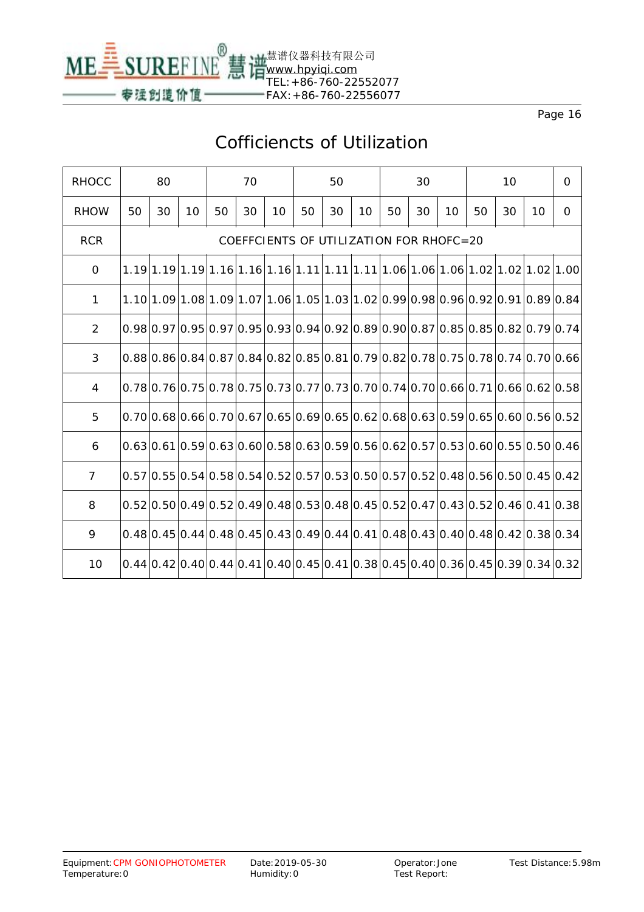# Cofficiencts of Utilization

| RHOCC | 80 | | | 70 | | | 50 | | | 30 | | | 10 | | | 0 |
|---|---|---|---|---|---|---|---|---|---|---|---|---|---|---|---|---|
| RHOW | 50 | 30 | 10 | 50 | 30 | 10 | 50 | 30 | 10 | 50 | 30 | 10 | 50 | 30 | 10 | 0 |
| RCR | COEFFCIENTS OF UTILIZATION FOR RHOFC=20 | | | | | | | | | | | | | | | |
| 0 | 1.19 | 1.19 | 1.19 | 1.16 | 1.16 | 1.16 | 1.11 | 1.11 | 1.11 | 1.06 | 1.06 | 1.06 | 1.02 | 1.02 | 1.02 | 1.00 |
| 1 | 1.10 | 1.09 | 1.08 | 1.09 | 1.07 | 1.06 | 1.05 | 1.03 | 1.02 | 0.99 | 0.98 | 0.96 | 0.92 | 0.91 | 0.89 | 0.84 |
| 2 | 0.98 | 0.97 | 0.95 | 0.97 | 0.95 | 0.93 | 0.94 | 0.92 | 0.89 | 0.90 | 0.87 | 0.85 | 0.85 | 0.82 | 0.79 | 0.74 |
| 3 | 0.88 | 0.86 | 0.84 | 0.87 | 0.84 | 0.82 | 0.85 | 0.81 | 0.79 | 0.82 | 0.78 | 0.75 | 0.78 | 0.74 | 0.70 | 0.66 |
| 4 | 0.78 | 0.76 | 0.75 | 0.78 | 0.75 | 0.73 | 0.77 | 0.73 | 0.70 | 0.74 | 0.70 | 0.66 | 0.71 | 0.66 | 0.62 | 0.58 |
| 5 | 0.70 | 0.68 | 0.66 | 0.70 | 0.67 | 0.65 | 0.69 | 0.65 | 0.62 | 0.68 | 0.63 | 0.59 | 0.65 | 0.60 | 0.56 | 0.52 |
| 6 | 0.63 | 0.61 | 0.59 | 0.63 | 0.60 | 0.58 | 0.63 | 0.59 | 0.56 | 0.62 | 0.57 | 0.53 | 0.60 | 0.55 | 0.50 | 0.46 |
| 7 | 0.57 | 0.55 | 0.54 | 0.58 | 0.54 | 0.52 | 0.57 | 0.53 | 0.50 | 0.57 | 0.52 | 0.48 | 0.56 | 0.50 | 0.45 | 0.42 |
| 8 | 0.52 | 0.50 | 0.49 | 0.52 | 0.49 | 0.48 | 0.53 | 0.48 | 0.45 | 0.52 | 0.47 | 0.43 | 0.52 | 0.46 | 0.41 | 0.38 |
| 9 | 0.48 | 0.45 | 0.44 | 0.48 | 0.45 | 0.43 | 0.49 | 0.44 | 0.41 | 0.48 | 0.43 | 0.40 | 0.48 | 0.42 | 0.38 | 0.34 |
| 10 | 0.44 | 0.42 | 0.40 | 0.44 | 0.41 | 0.40 | 0.45 | 0.41 | 0.38 | 0.45 | 0.40 | 0.36 | 0.45 | 0.39 | 0.34 | 0.32 |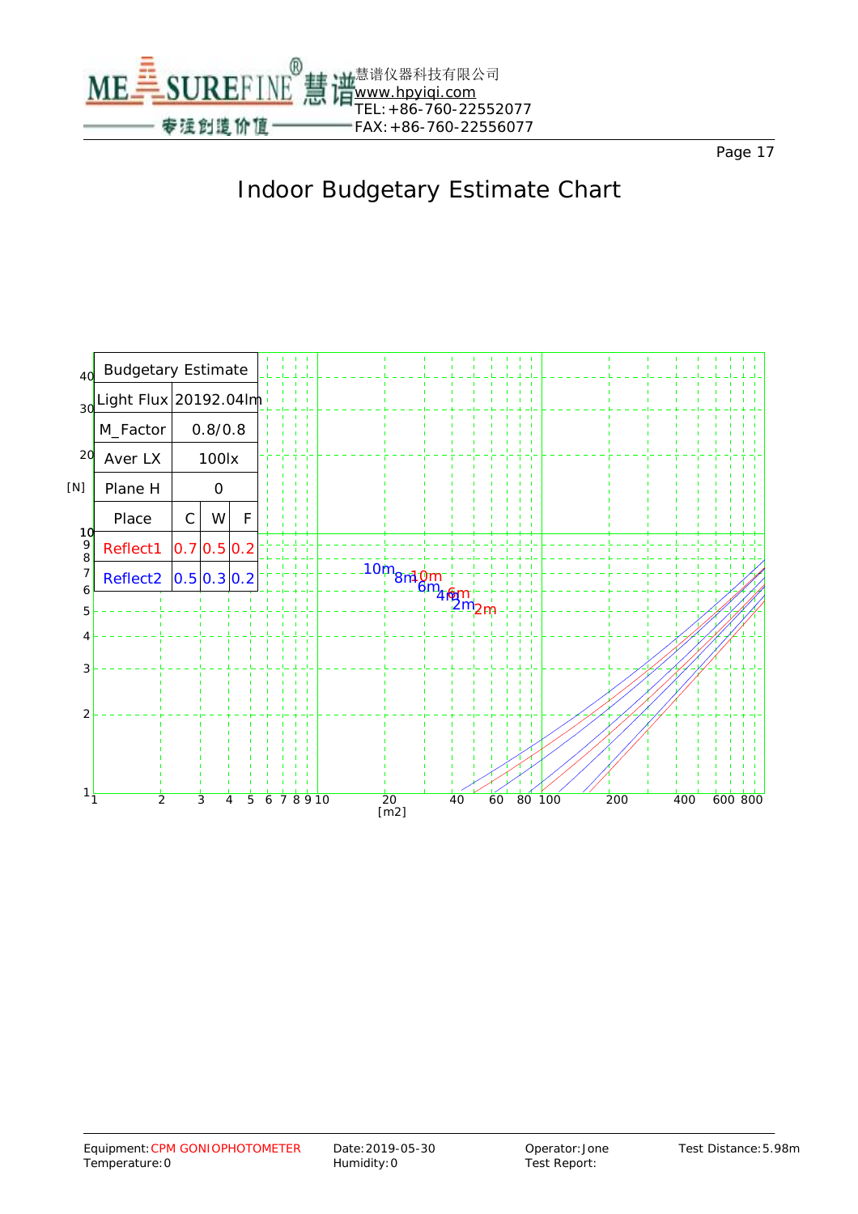# Indoor Budgetary Estimate Chart

| Budgetary Estimate | | | |
|---|---|---|---|
| Light Flux | 20192.04lm | | |
| M_Factor | 0.8/0.8 | | |
| Aver LX | 100lx | | |
| Plane H | 0 | | |
| Place | C | W | F |
| Reflect1 | 0.7 | 0.5 | 0.2 |
| Reflect2 | 0.5 | 0.3 | 0.2 |

Chart axes: [N] (1–40) vs. [m2] (1–800); curves labeled 10m, 8m, 6m, 4m, 2m for Reflect1 and Reflect2.

Equipment: CPM GONIOPHOTOMETER
Temperature: 0
Date: 2019-05-30
Humidity: 0
Operator: Jone
Test Report:
Test Distance: 5.98m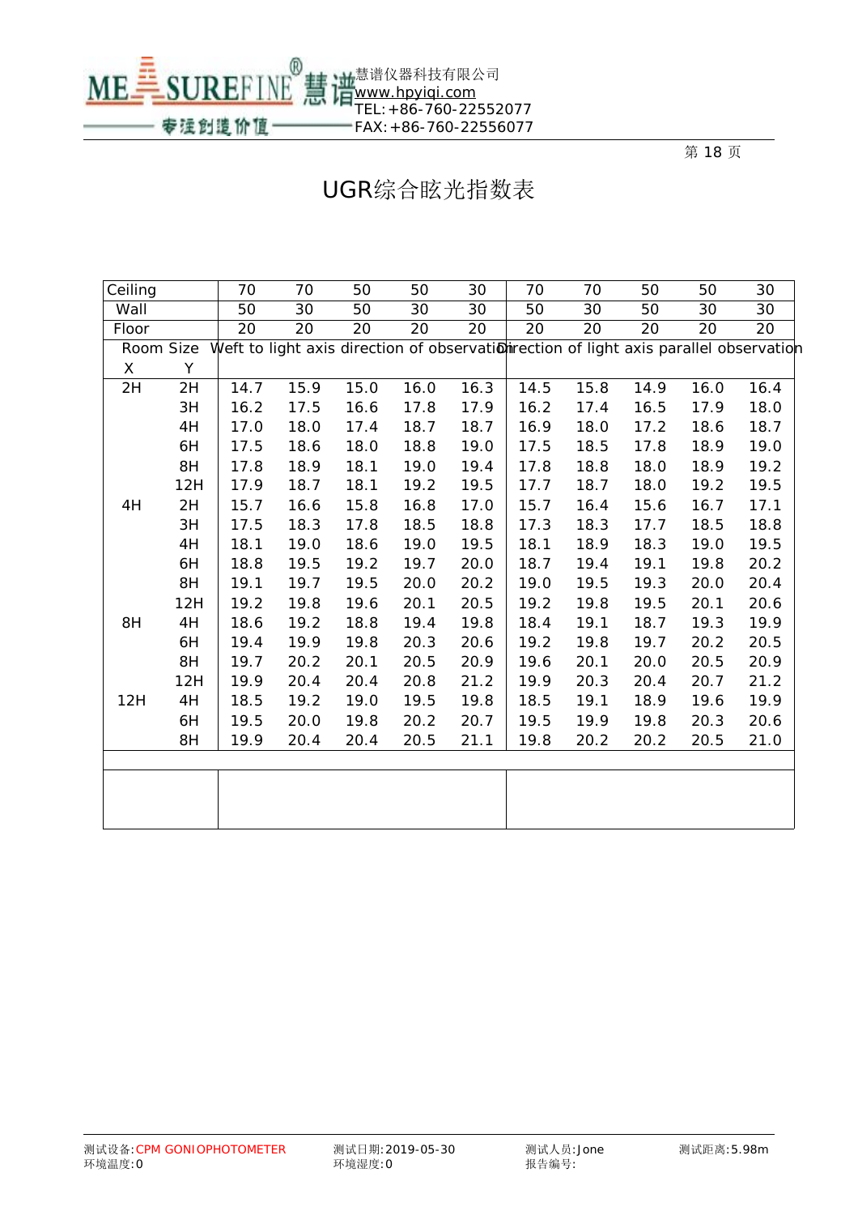# UGR综合眩光指数表

| Ceiling | | 70 | 70 | 50 | 50 | 30 | 70 | 70 | 50 | 50 | 30 |
|---|---|---|---|---|---|---|---|---|---|---|---|
| Wall | | 50 | 30 | 50 | 30 | 30 | 50 | 30 | 50 | 30 | 30 |
| Floor | | 20 | 20 | 20 | 20 | 20 | 20 | 20 | 20 | 20 | 20 |
| Room Size | | Weft to light axis direction of observation | | | | | Direction of light axis parallel observation | | | | |
| X | Y | | | | | | | | | | |
| 2H | 2H | 14.7 | 15.9 | 15.0 | 16.0 | 16.3 | 14.5 | 15.8 | 14.9 | 16.0 | 16.4 |
| | 3H | 16.2 | 17.5 | 16.6 | 17.8 | 17.9 | 16.2 | 17.4 | 16.5 | 17.9 | 18.0 |
| | 4H | 17.0 | 18.0 | 17.4 | 18.7 | 18.7 | 16.9 | 18.0 | 17.2 | 18.6 | 18.7 |
| | 6H | 17.5 | 18.6 | 18.0 | 18.8 | 19.0 | 17.5 | 18.5 | 17.8 | 18.9 | 19.0 |
| | 8H | 17.8 | 18.9 | 18.1 | 19.0 | 19.4 | 17.8 | 18.8 | 18.0 | 18.9 | 19.2 |
| | 12H | 17.9 | 18.7 | 18.1 | 19.2 | 19.5 | 17.7 | 18.7 | 18.0 | 19.2 | 19.5 |
| 4H | 2H | 15.7 | 16.6 | 15.8 | 16.8 | 17.0 | 15.7 | 16.4 | 15.6 | 16.7 | 17.1 |
| | 3H | 17.5 | 18.3 | 17.8 | 18.5 | 18.8 | 17.3 | 18.3 | 17.7 | 18.5 | 18.8 |
| | 4H | 18.1 | 19.0 | 18.6 | 19.0 | 19.5 | 18.1 | 18.9 | 18.3 | 19.0 | 19.5 |
| | 6H | 18.8 | 19.5 | 19.2 | 19.7 | 20.0 | 18.7 | 19.4 | 19.1 | 19.8 | 20.2 |
| | 8H | 19.1 | 19.7 | 19.5 | 20.0 | 20.2 | 19.0 | 19.5 | 19.3 | 20.0 | 20.4 |
| | 12H | 19.2 | 19.8 | 19.6 | 20.1 | 20.5 | 19.2 | 19.8 | 19.5 | 20.1 | 20.6 |
| 8H | 4H | 18.6 | 19.2 | 18.8 | 19.4 | 19.8 | 18.4 | 19.1 | 18.7 | 19.3 | 19.9 |
| | 6H | 19.4 | 19.9 | 19.8 | 20.3 | 20.6 | 19.2 | 19.8 | 19.7 | 20.2 | 20.5 |
| | 8H | 19.7 | 20.2 | 20.1 | 20.5 | 20.9 | 19.6 | 20.1 | 20.0 | 20.5 | 20.9 |
| | 12H | 19.9 | 20.4 | 20.4 | 20.8 | 21.2 | 19.9 | 20.3 | 20.4 | 20.7 | 21.2 |
| 12H | 4H | 18.5 | 19.2 | 19.0 | 19.5 | 19.8 | 18.5 | 19.1 | 18.9 | 19.6 | 19.9 |
| | 6H | 19.5 | 20.0 | 19.8 | 20.2 | 20.7 | 19.5 | 19.9 | 19.8 | 20.3 | 20.6 |
| | 8H | 19.9 | 20.4 | 20.4 | 20.5 | 21.1 | 19.8 | 20.2 | 20.2 | 20.5 | 21.0 |